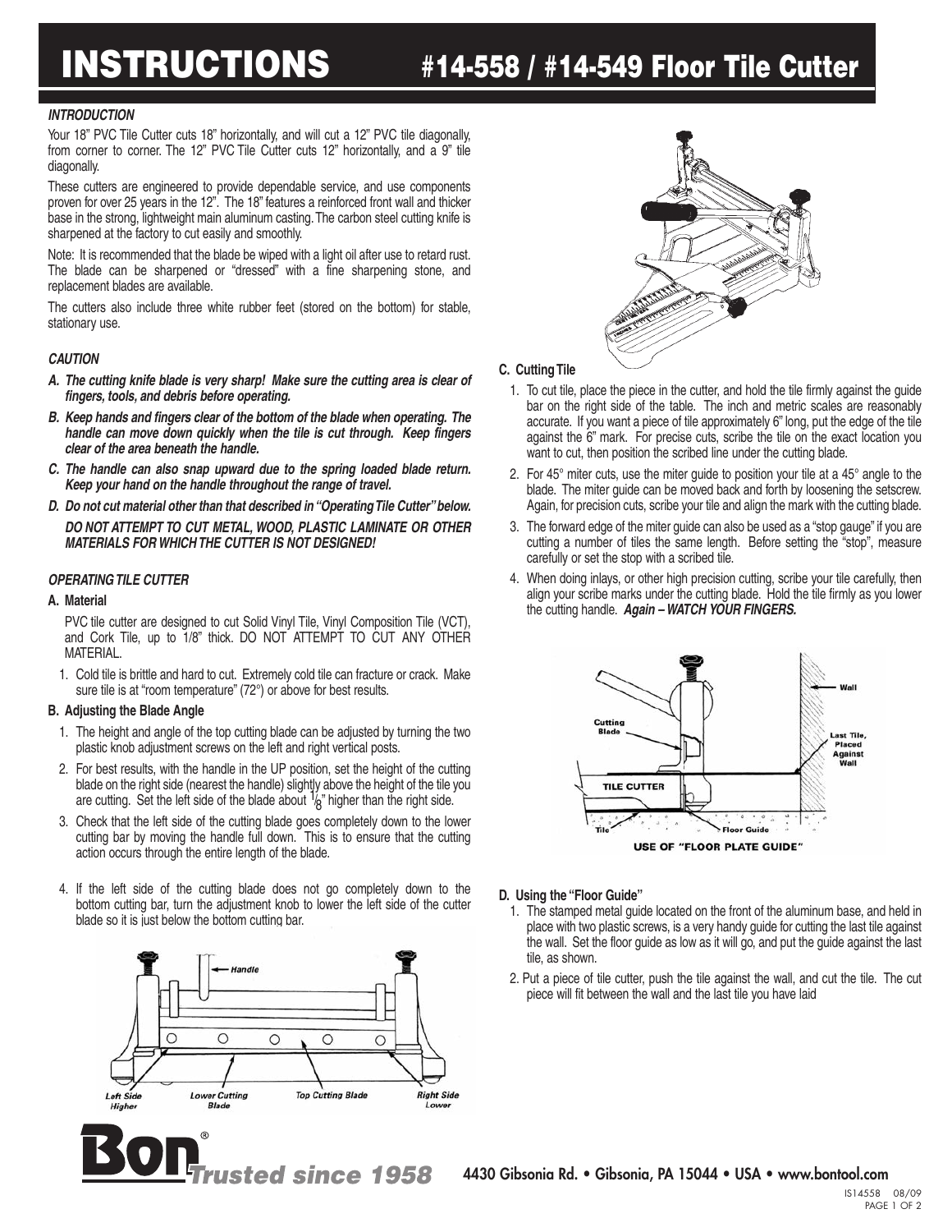# INSTRUCTIONS #14-558 / #14-549 Floor Tile Cutter

### *INTRODUCTION*

Your 18" PVC Tile Cutter cuts 18" horizontally, and will cut a 12" PVC tile diagonally, from corner to corner. The 12" PVC Tile Cutter cuts 12" horizontally, and a 9" tile diagonally.

These cutters are engineered to provide dependable service, and use components proven for over 25 years in the 12". The 18" features a reinforced front wall and thicker base in the strong, lightweight main aluminum casting. The carbon steel cutting knife is sharpened at the factory to cut easily and smoothly.

Note: It is recommended that the blade be wiped with a light oil after use to retard rust. The blade can be sharpened or "dressed" with a fine sharpening stone, and replacement blades are available.

The cutters also include three white rubber feet (stored on the bottom) for stable, stationary use.

### *CAUTION*

***A. The cutting knife blade is very sharp! Make sure the cutting area is clear of fingers, tools, and debris before operating.***

***B. Keep hands and fingers clear of the bottom of the blade when operating. The handle can move down quickly when the tile is cut through. Keep fingers clear of the area beneath the handle.***

***C. The handle can also snap upward due to the spring loaded blade return. Keep your hand on the handle throughout the range of travel.***

***D. Do not cut material other than that described in "Operating Tile Cutter" below.***

***DO NOT ATTEMPT TO CUT METAL, WOOD, PLASTIC LAMINATE OR OTHER MATERIALS FOR WHICH THE CUTTER IS NOT DESIGNED!***

### *OPERATING TILE CUTTER*

**A. Material**

PVC tile cutter are designed to cut Solid Vinyl Tile, Vinyl Composition Tile (VCT), and Cork Tile, up to 1/8" thick. DO NOT ATTEMPT TO CUT ANY OTHER MATERIAL.

1. Cold tile is brittle and hard to cut. Extremely cold tile can fracture or crack. Make sure tile is at "room temperature" (72°) or above for best results.

**B. Adjusting the Blade Angle**

1. The height and angle of the top cutting blade can be adjusted by turning the two plastic knob adjustment screws on the left and right vertical posts.
2. For best results, with the handle in the UP position, set the height of the cutting blade on the right side (nearest the handle) slightly above the height of the tile you are cutting. Set the left side of the blade about 1/8" higher than the right side.
3. Check that the left side of the cutting blade goes completely down to the lower cutting bar by moving the handle full down. This is to ensure that the cutting action occurs through the entire length of the blade.
4. If the left side of the cutting blade does not go completely down to the bottom cutting bar, turn the adjustment knob to lower the left side of the cutter blade so it is just below the bottom cutting bar.

Handle · Left Side Higher · Lower Cutting Blade · Top Cutting Blade · Right Side Lower

**C. Cutting Tile**

1. To cut tile, place the piece in the cutter, and hold the tile firmly against the guide bar on the right side of the table. The inch and metric scales are reasonably accurate. If you want a piece of tile approximately 6" long, put the edge of the tile against the 6" mark. For precise cuts, scribe the tile on the exact location you want to cut, then position the scribed line under the cutting blade.
2. For 45° miter cuts, use the miter guide to position your tile at a 45° angle to the blade. The miter guide can be moved back and forth by loosening the setscrew. Again, for precision cuts, scribe your tile and align the mark with the cutting blade.
3. The forward edge of the miter guide can also be used as a "stop gauge" if you are cutting a number of tiles the same length. Before setting the "stop", measure carefully or set the stop with a scribed tile.
4. When doing inlays, or other high precision cutting, scribe your tile carefully, then align your scribe marks under the cutting blade. Hold the tile firmly as you lower the cutting handle. ***Again – WATCH YOUR FINGERS.***

Cutting Blade · Wall · Last Tile, Placed Against Wall · TILE CUTTER · Tile · Floor Guide

USE OF "FLOOR PLATE GUIDE"

**D. Using the "Floor Guide"**

1. The stamped metal guide located on the front of the aluminum base, and held in place with two plastic screws, is a very handy guide for cutting the last tile against the wall. Set the floor guide as low as it will go, and put the guide against the last tile, as shown.
2. Put a piece of tile cutter, push the tile against the wall, and cut the tile. The cut piece will fit between the wall and the last tile you have laid

Bon® Trusted since 1958

4430 Gibsonia Rd. • Gibsonia, PA 15044 • USA • www.bontool.com

IS14558 08/09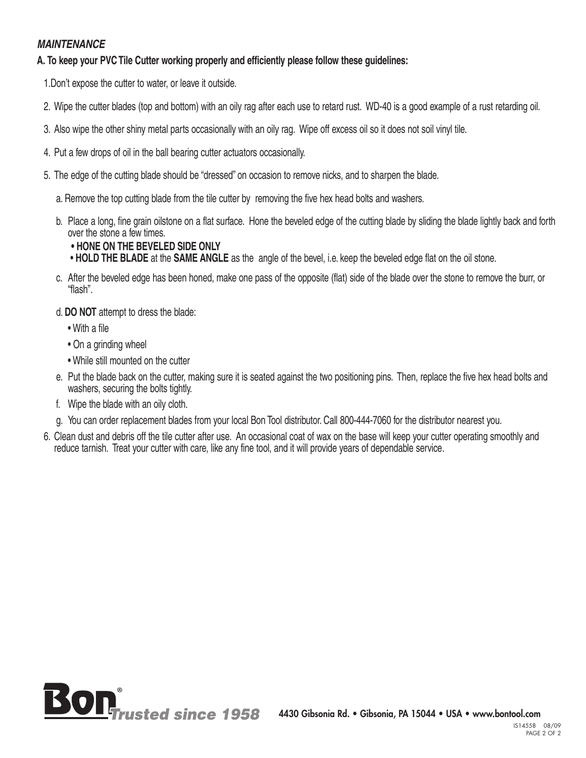***MAINTENANCE***

**A. To keep your PVC Tile Cutter working properly and efficiently please follow these guidelines:**

1. Don't expose the cutter to water, or leave it outside.
2. Wipe the cutter blades (top and bottom) with an oily rag after each use to retard rust. WD-40 is a good example of a rust retarding oil.
3. Also wipe the other shiny metal parts occasionally with an oily rag. Wipe off excess oil so it does not soil vinyl tile.
4. Put a few drops of oil in the ball bearing cutter actuators occasionally.
5. The edge of the cutting blade should be "dressed" on occasion to remove nicks, and to sharpen the blade.
   a. Remove the top cutting blade from the tile cutter by removing the five hex head bolts and washers.
   b. Place a long, fine grain oilstone on a flat surface. Hone the beveled edge of the cutting blade by sliding the blade lightly back and forth over the stone a few times.
      - **HONE ON THE BEVELED SIDE ONLY**
      - **HOLD THE BLADE** at the **SAME ANGLE** as the angle of the bevel, i.e. keep the beveled edge flat on the oil stone.
   c. After the beveled edge has been honed, make one pass of the opposite (flat) side of the blade over the stone to remove the burr, or "flash".
   d. **DO NOT** attempt to dress the blade:
      - With a file
      - On a grinding wheel
      - While still mounted on the cutter
   e. Put the blade back on the cutter, making sure it is seated against the two positioning pins. Then, replace the five hex head bolts and washers, securing the bolts tightly.
   f. Wipe the blade with an oily cloth.
   g. You can order replacement blades from your local Bon Tool distributor. Call 800-444-7060 for the distributor nearest you.
6. Clean dust and debris off the tile cutter after use. An occasional coat of wax on the base will keep your cutter operating smoothly and reduce tarnish. Treat your cutter with care, like any fine tool, and it will provide years of dependable service.

**Bon**® *Trusted since 1958*

4430 Gibsonia Rd. • Gibsonia, PA 15044 • USA • www.bontool.com

IS14558 08/09